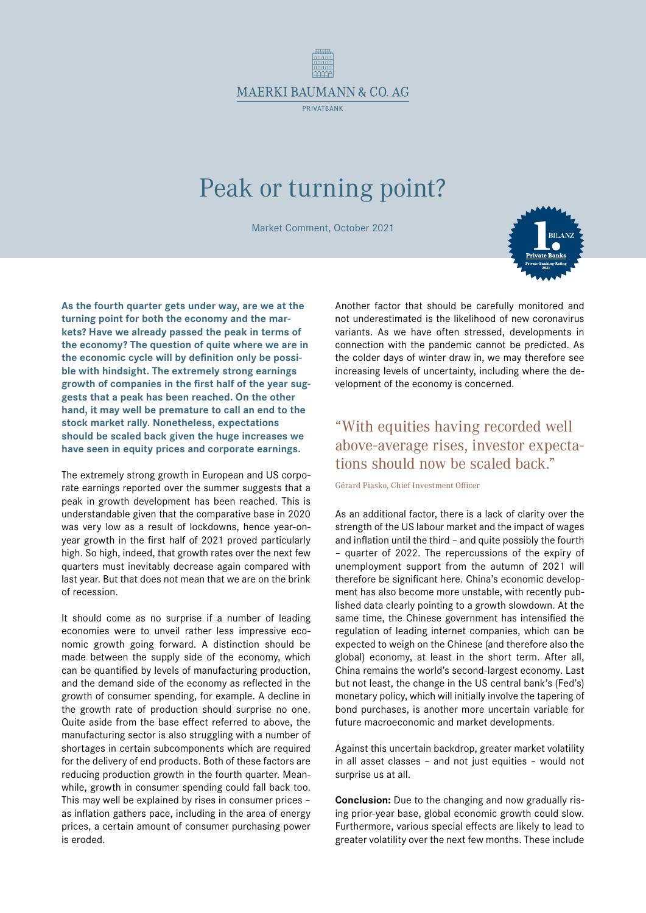MAERKI BAUMANN & CO. AG

PRIVATBANK

# Peak or turning point?

Market Comment, October 2021

**As the fourth quarter gets under way, are we at the turning point for both the economy and the markets? Have we already passed the peak in terms of the economy? The question of quite where we are in the economic cycle will by definition only be possible with hindsight. The extremely strong earnings growth of companies in the first half of the year suggests that a peak has been reached. On the other hand, it may well be premature to call an end to the stock market rally. Nonetheless, expectations should be scaled back given the huge increases we have seen in equity prices and corporate earnings.**

The extremely strong growth in European and US corporate earnings reported over the summer suggests that a peak in growth development has been reached. This is understandable given that the comparative base in 2020 was very low as a result of lockdowns, hence year-on-year growth in the first half of 2021 proved particularly high. So high, indeed, that growth rates over the next few quarters must inevitably decrease again compared with last year. But that does not mean that we are on the brink of recession.

It should come as no surprise if a number of leading economies were to unveil rather less impressive economic growth going forward. A distinction should be made between the supply side of the economy, which can be quantified by levels of manufacturing production, and the demand side of the economy as reflected in the growth of consumer spending, for example. A decline in the growth rate of production should surprise no one. Quite aside from the base effect referred to above, the manufacturing sector is also struggling with a number of shortages in certain subcomponents which are required for the delivery of end products. Both of these factors are reducing production growth in the fourth quarter. Meanwhile, growth in consumer spending could fall back too. This may well be explained by rises in consumer prices – as inflation gathers pace, including in the area of energy prices, a certain amount of consumer purchasing power is eroded.

Another factor that should be carefully monitored and not underestimated is the likelihood of new coronavirus variants. As we have often stressed, developments in connection with the pandemic cannot be predicted. As the colder days of winter draw in, we may therefore see increasing levels of uncertainty, including where the development of the economy is concerned.

> "With equities having recorded well above-average rises, investor expectations should now be scaled back."
>
> Gérard Piasko, Chief Investment Officer

As an additional factor, there is a lack of clarity over the strength of the US labour market and the impact of wages and inflation until the third – and quite possibly the fourth – quarter of 2022. The repercussions of the expiry of unemployment support from the autumn of 2021 will therefore be significant here. China's economic development has also become more unstable, with recently published data clearly pointing to a growth slowdown. At the same time, the Chinese government has intensified the regulation of leading internet companies, which can be expected to weigh on the Chinese (and therefore also the global) economy, at least in the short term. After all, China remains the world's second-largest economy. Last but not least, the change in the US central bank's (Fed's) monetary policy, which will initially involve the tapering of bond purchases, is another more uncertain variable for future macroeconomic and market developments.

Against this uncertain backdrop, greater market volatility in all asset classes – and not just equities – would not surprise us at all.

**Conclusion:** Due to the changing and now gradually rising prior-year base, global economic growth could slow. Furthermore, various special effects are likely to lead to greater volatility over the next few months. These include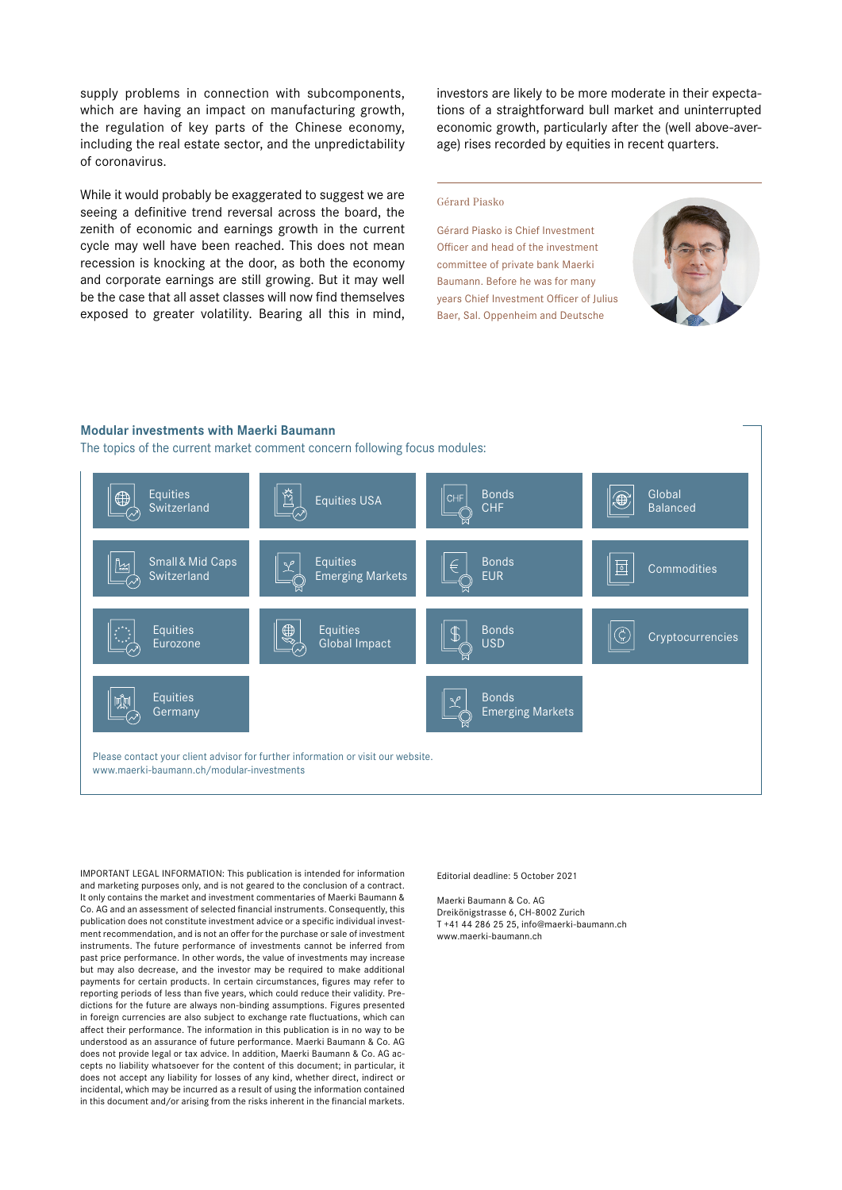supply problems in connection with subcomponents, which are having an impact on manufacturing growth, the regulation of key parts of the Chinese economy, including the real estate sector, and the unpredictability of coronavirus.

While it would probably be exaggerated to suggest we are seeing a definitive trend reversal across the board, the zenith of economic and earnings growth in the current cycle may well have been reached. This does not mean recession is knocking at the door, as both the economy and corporate earnings are still growing. But it may well be the case that all asset classes will now find themselves exposed to greater volatility. Bearing all this in mind, investors are likely to be more moderate in their expectations of a straightforward bull market and uninterrupted economic growth, particularly after the (well above-average) rises recorded by equities in recent quarters.

Gérard Piasko

Gérard Piasko is Chief Investment Officer and head of the investment committee of private bank Maerki Baumann. Before he was for many years Chief Investment Officer of Julius Baer, Sal. Oppenheim and Deutsche

**Modular investments with Maerki Baumann**

The topics of the current market comment concern following focus modules:

| | | | |
|---|---|---|---|
| Equities Switzerland | Equities USA | Bonds CHF | Global Balanced |
| Small & Mid Caps Switzerland | Equities Emerging Markets | Bonds EUR | Commodities |
| Equities Eurozone | Equities Global Impact | Bonds USD | Cryptocurrencies |
| Equities Germany | | Bonds Emerging Markets | |

Please contact your client advisor for further information or visit our website.
www.maerki-baumann.ch/modular-investments

IMPORTANT LEGAL INFORMATION: This publication is intended for information and marketing purposes only, and is not geared to the conclusion of a contract. It only contains the market and investment commentaries of Maerki Baumann & Co. AG and an assessment of selected financial instruments. Consequently, this publication does not constitute investment advice or a specific individual investment recommendation, and is not an offer for the purchase or sale of investment instruments. The future performance of investments cannot be inferred from past price performance. In other words, the value of investments may increase but may also decrease, and the investor may be required to make additional payments for certain products. In certain circumstances, figures may refer to reporting periods of less than five years, which could reduce their validity. Predictions for the future are always non-binding assumptions. Figures presented in foreign currencies are also subject to exchange rate fluctuations, which can affect their performance. The information in this publication is in no way to be understood as an assurance of future performance. Maerki Baumann & Co. AG does not provide legal or tax advice. In addition, Maerki Baumann & Co. AG accepts no liability whatsoever for the content of this document; in particular, it does not accept any liability for losses of any kind, whether direct, indirect or incidental, which may be incurred as a result of using the information contained in this document and/or arising from the risks inherent in the financial markets.

Editorial deadline: 5 October 2021

Maerki Baumann & Co. AG
Dreikönigstrasse 6, CH-8002 Zurich
T +41 44 286 25 25, info@maerki-baumann.ch
www.maerki-baumann.ch